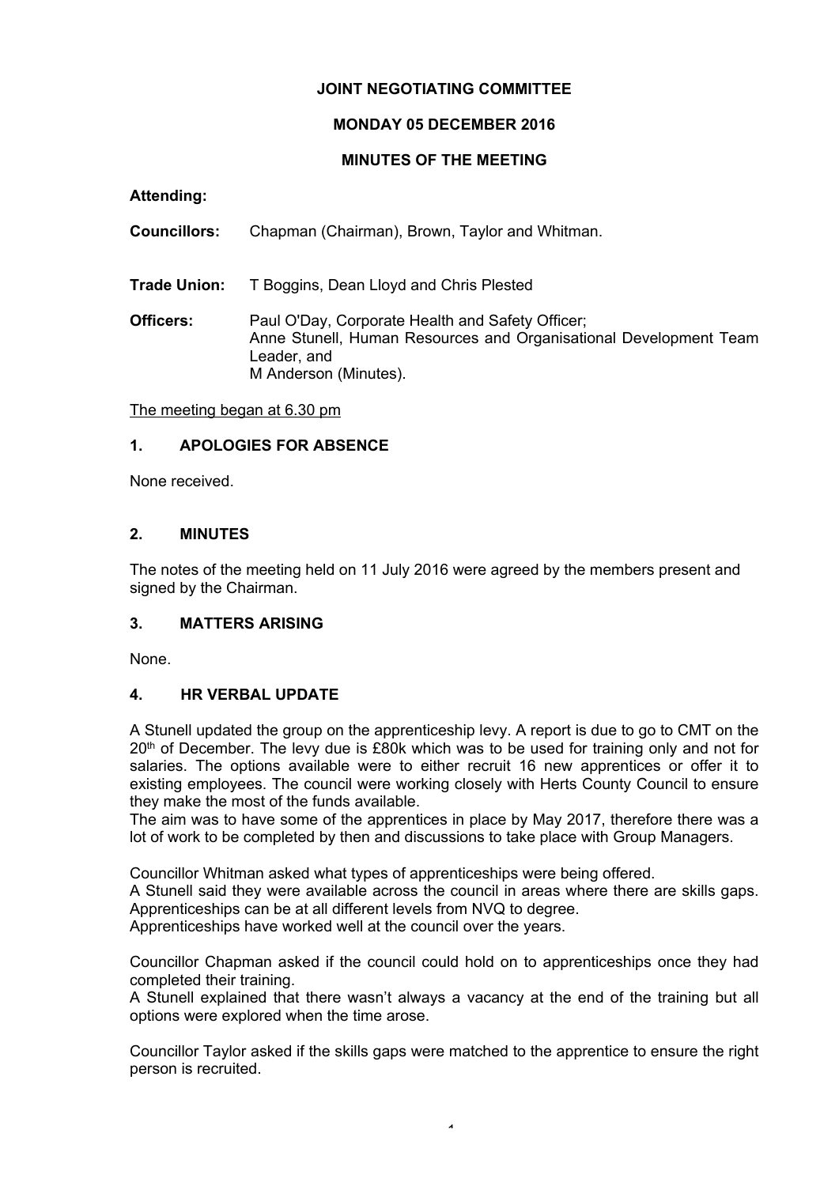**JOINT NEGOTIATING COMMITTEE**

**MONDAY 05 DECEMBER 2016**

**MINUTES OF THE MEETING**

**Attending:**

**Councillors:** Chapman (Chairman), Brown, Taylor and Whitman.

**Trade Union:** T Boggins, Dean Lloyd and Chris Plested

**Officers:** Paul O'Day, Corporate Health and Safety Officer; Anne Stunell, Human Resources and Organisational Development Team Leader, and M Anderson (Minutes).

The meeting began at 6.30 pm

## 1. APOLOGIES FOR ABSENCE

None received.

## 2. MINUTES

The notes of the meeting held on 11 July 2016 were agreed by the members present and signed by the Chairman.

## 3. MATTERS ARISING

None.

## 4. HR VERBAL UPDATE

A Stunell updated the group on the apprenticeship levy. A report is due to go to CMT on the 20th of December. The levy due is £80k which was to be used for training only and not for salaries. The options available were to either recruit 16 new apprentices or offer it to existing employees. The council were working closely with Herts County Council to ensure they make the most of the funds available.
The aim was to have some of the apprentices in place by May 2017, therefore there was a lot of work to be completed by then and discussions to take place with Group Managers.

Councillor Whitman asked what types of apprenticeships were being offered.
A Stunell said they were available across the council in areas where there are skills gaps. Apprenticeships can be at all different levels from NVQ to degree.
Apprenticeships have worked well at the council over the years.

Councillor Chapman asked if the council could hold on to apprenticeships once they had completed their training.
A Stunell explained that there wasn't always a vacancy at the end of the training but all options were explored when the time arose.

Councillor Taylor asked if the skills gaps were matched to the apprentice to ensure the right person is recruited.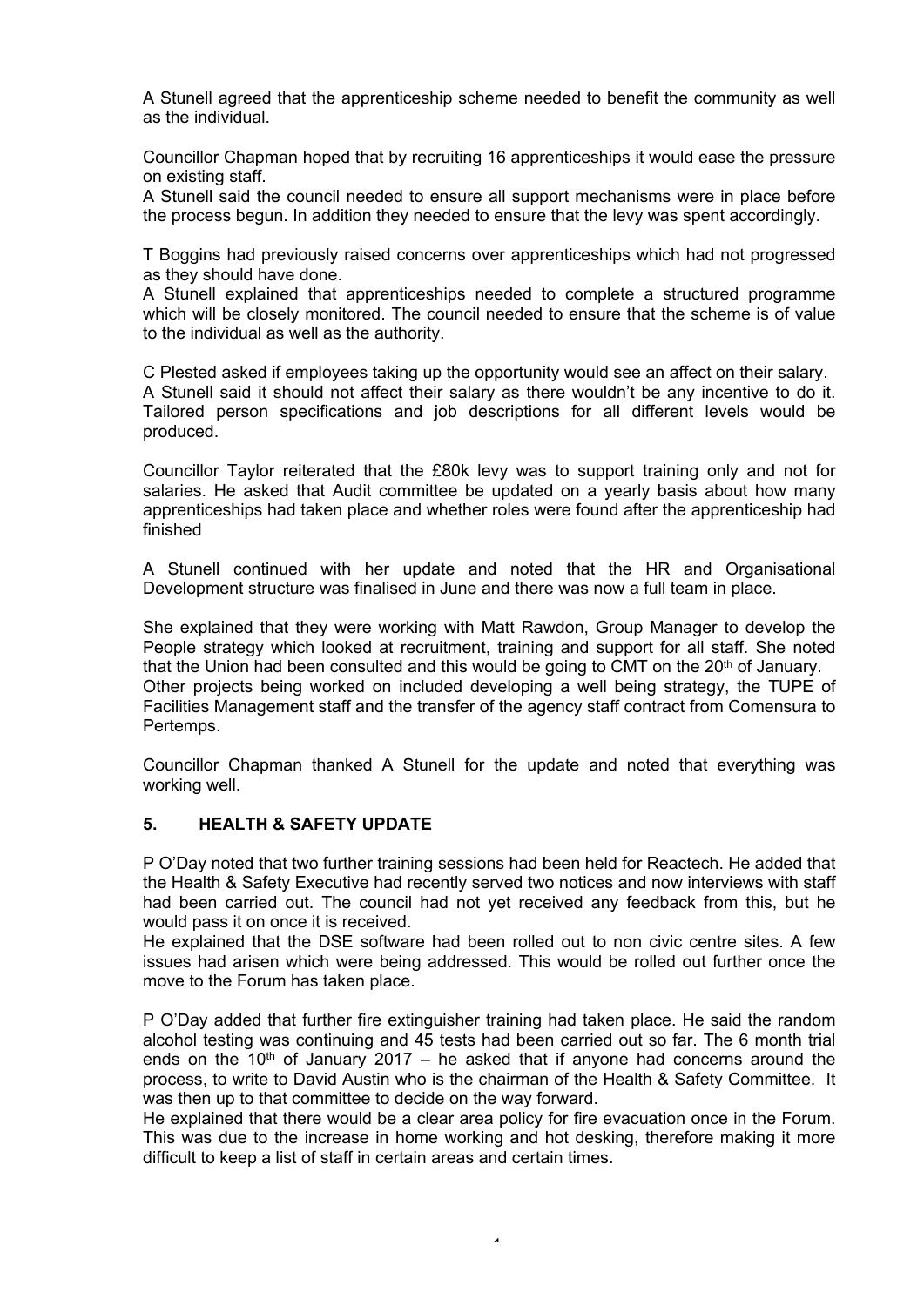A Stunell agreed that the apprenticeship scheme needed to benefit the community as well as the individual.

Councillor Chapman hoped that by recruiting 16 apprenticeships it would ease the pressure on existing staff.
A Stunell said the council needed to ensure all support mechanisms were in place before the process begun. In addition they needed to ensure that the levy was spent accordingly.

T Boggins had previously raised concerns over apprenticeships which had not progressed as they should have done.
A Stunell explained that apprenticeships needed to complete a structured programme which will be closely monitored. The council needed to ensure that the scheme is of value to the individual as well as the authority.

C Plested asked if employees taking up the opportunity would see an affect on their salary.
A Stunell said it should not affect their salary as there wouldn't be any incentive to do it. Tailored person specifications and job descriptions for all different levels would be produced.

Councillor Taylor reiterated that the £80k levy was to support training only and not for salaries. He asked that Audit committee be updated on a yearly basis about how many apprenticeships had taken place and whether roles were found after the apprenticeship had finished

A Stunell continued with her update and noted that the HR and Organisational Development structure was finalised in June and there was now a full team in place.

She explained that they were working with Matt Rawdon, Group Manager to develop the People strategy which looked at recruitment, training and support for all staff. She noted that the Union had been consulted and this would be going to CMT on the 20th of January.
Other projects being worked on included developing a well being strategy, the TUPE of Facilities Management staff and the transfer of the agency staff contract from Comensura to Pertemps.

Councillor Chapman thanked A Stunell for the update and noted that everything was working well.

## 5. HEALTH & SAFETY UPDATE

P O'Day noted that two further training sessions had been held for Reactech. He added that the Health & Safety Executive had recently served two notices and now interviews with staff had been carried out. The council had not yet received any feedback from this, but he would pass it on once it is received.
He explained that the DSE software had been rolled out to non civic centre sites. A few issues had arisen which were being addressed. This would be rolled out further once the move to the Forum has taken place.

P O'Day added that further fire extinguisher training had taken place. He said the random alcohol testing was continuing and 45 tests had been carried out so far. The 6 month trial ends on the 10th of January 2017 – he asked that if anyone had concerns around the process, to write to David Austin who is the chairman of the Health & Safety Committee. It was then up to that committee to decide on the way forward.
He explained that there would be a clear area policy for fire evacuation once in the Forum. This was due to the increase in home working and hot desking, therefore making it more difficult to keep a list of staff in certain areas and certain times.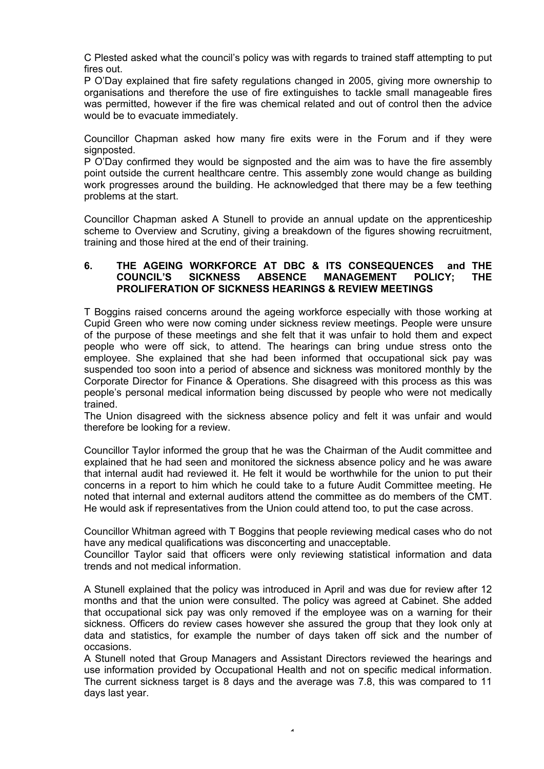C Plested asked what the council's policy was with regards to trained staff attempting to put fires out.
P O'Day explained that fire safety regulations changed in 2005, giving more ownership to organisations and therefore the use of fire extinguishes to tackle small manageable fires was permitted, however if the fire was chemical related and out of control then the advice would be to evacuate immediately.

Councillor Chapman asked how many fire exits were in the Forum and if they were signposted.
P O'Day confirmed they would be signposted and the aim was to have the fire assembly point outside the current healthcare centre. This assembly zone would change as building work progresses around the building. He acknowledged that there may be a few teething problems at the start.

Councillor Chapman asked A Stunell to provide an annual update on the apprenticeship scheme to Overview and Scrutiny, giving a breakdown of the figures showing recruitment, training and those hired at the end of their training.

## 6. THE AGEING WORKFORCE AT DBC & ITS CONSEQUENCES and THE COUNCIL'S SICKNESS ABSENCE MANAGEMENT POLICY; THE PROLIFERATION OF SICKNESS HEARINGS & REVIEW MEETINGS

T Boggins raised concerns around the ageing workforce especially with those working at Cupid Green who were now coming under sickness review meetings. People were unsure of the purpose of these meetings and she felt that it was unfair to hold them and expect people who were off sick, to attend. The hearings can bring undue stress onto the employee. She explained that she had been informed that occupational sick pay was suspended too soon into a period of absence and sickness was monitored monthly by the Corporate Director for Finance & Operations. She disagreed with this process as this was people's personal medical information being discussed by people who were not medically trained.
The Union disagreed with the sickness absence policy and felt it was unfair and would therefore be looking for a review.

Councillor Taylor informed the group that he was the Chairman of the Audit committee and explained that he had seen and monitored the sickness absence policy and he was aware that internal audit had reviewed it. He felt it would be worthwhile for the union to put their concerns in a report to him which he could take to a future Audit Committee meeting. He noted that internal and external auditors attend the committee as do members of the CMT. He would ask if representatives from the Union could attend too, to put the case across.

Councillor Whitman agreed with T Boggins that people reviewing medical cases who do not have any medical qualifications was disconcerting and unacceptable.
Councillor Taylor said that officers were only reviewing statistical information and data trends and not medical information.

A Stunell explained that the policy was introduced in April and was due for review after 12 months and that the union were consulted. The policy was agreed at Cabinet. She added that occupational sick pay was only removed if the employee was on a warning for their sickness. Officers do review cases however she assured the group that they look only at data and statistics, for example the number of days taken off sick and the number of occasions.
A Stunell noted that Group Managers and Assistant Directors reviewed the hearings and use information provided by Occupational Health and not on specific medical information. The current sickness target is 8 days and the average was 7.8, this was compared to 11 days last year.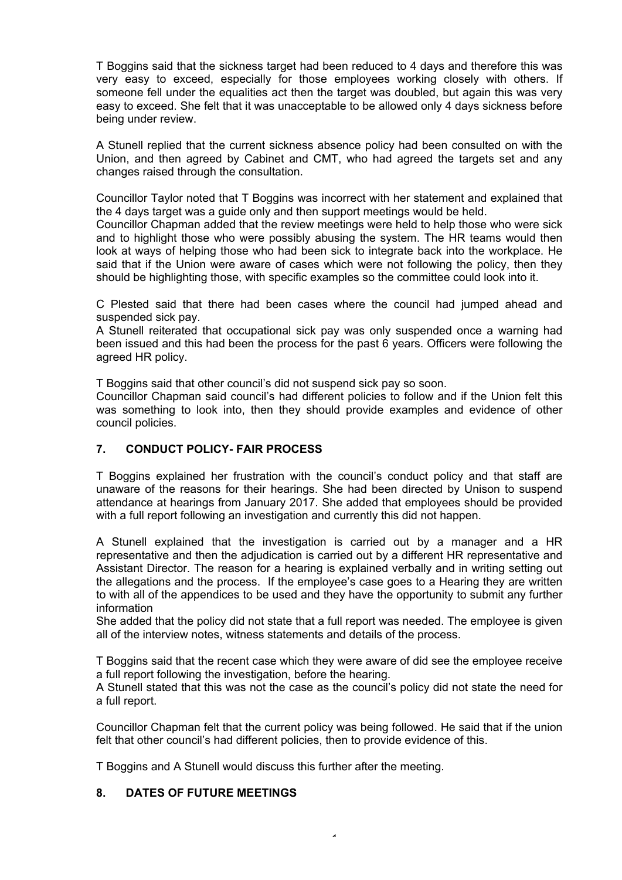T Boggins said that the sickness target had been reduced to 4 days and therefore this was very easy to exceed, especially for those employees working closely with others. If someone fell under the equalities act then the target was doubled, but again this was very easy to exceed. She felt that it was unacceptable to be allowed only 4 days sickness before being under review.

A Stunell replied that the current sickness absence policy had been consulted on with the Union, and then agreed by Cabinet and CMT, who had agreed the targets set and any changes raised through the consultation.

Councillor Taylor noted that T Boggins was incorrect with her statement and explained that the 4 days target was a guide only and then support meetings would be held.
Councillor Chapman added that the review meetings were held to help those who were sick and to highlight those who were possibly abusing the system. The HR teams would then look at ways of helping those who had been sick to integrate back into the workplace. He said that if the Union were aware of cases which were not following the policy, then they should be highlighting those, with specific examples so the committee could look into it.

C Plested said that there had been cases where the council had jumped ahead and suspended sick pay.
A Stunell reiterated that occupational sick pay was only suspended once a warning had been issued and this had been the process for the past 6 years. Officers were following the agreed HR policy.

T Boggins said that other council's did not suspend sick pay so soon.
Councillor Chapman said council's had different policies to follow and if the Union felt this was something to look into, then they should provide examples and evidence of other council policies.

## 7. CONDUCT POLICY- FAIR PROCESS

T Boggins explained her frustration with the council's conduct policy and that staff are unaware of the reasons for their hearings. She had been directed by Unison to suspend attendance at hearings from January 2017. She added that employees should be provided with a full report following an investigation and currently this did not happen.

A Stunell explained that the investigation is carried out by a manager and a HR representative and then the adjudication is carried out by a different HR representative and Assistant Director. The reason for a hearing is explained verbally and in writing setting out the allegations and the process. If the employee's case goes to a Hearing they are written to with all of the appendices to be used and they have the opportunity to submit any further information
She added that the policy did not state that a full report was needed. The employee is given all of the interview notes, witness statements and details of the process.

T Boggins said that the recent case which they were aware of did see the employee receive a full report following the investigation, before the hearing.
A Stunell stated that this was not the case as the council's policy did not state the need for a full report.

Councillor Chapman felt that the current policy was being followed. He said that if the union felt that other council's had different policies, then to provide evidence of this.

T Boggins and A Stunell would discuss this further after the meeting.

## 8. DATES OF FUTURE MEETINGS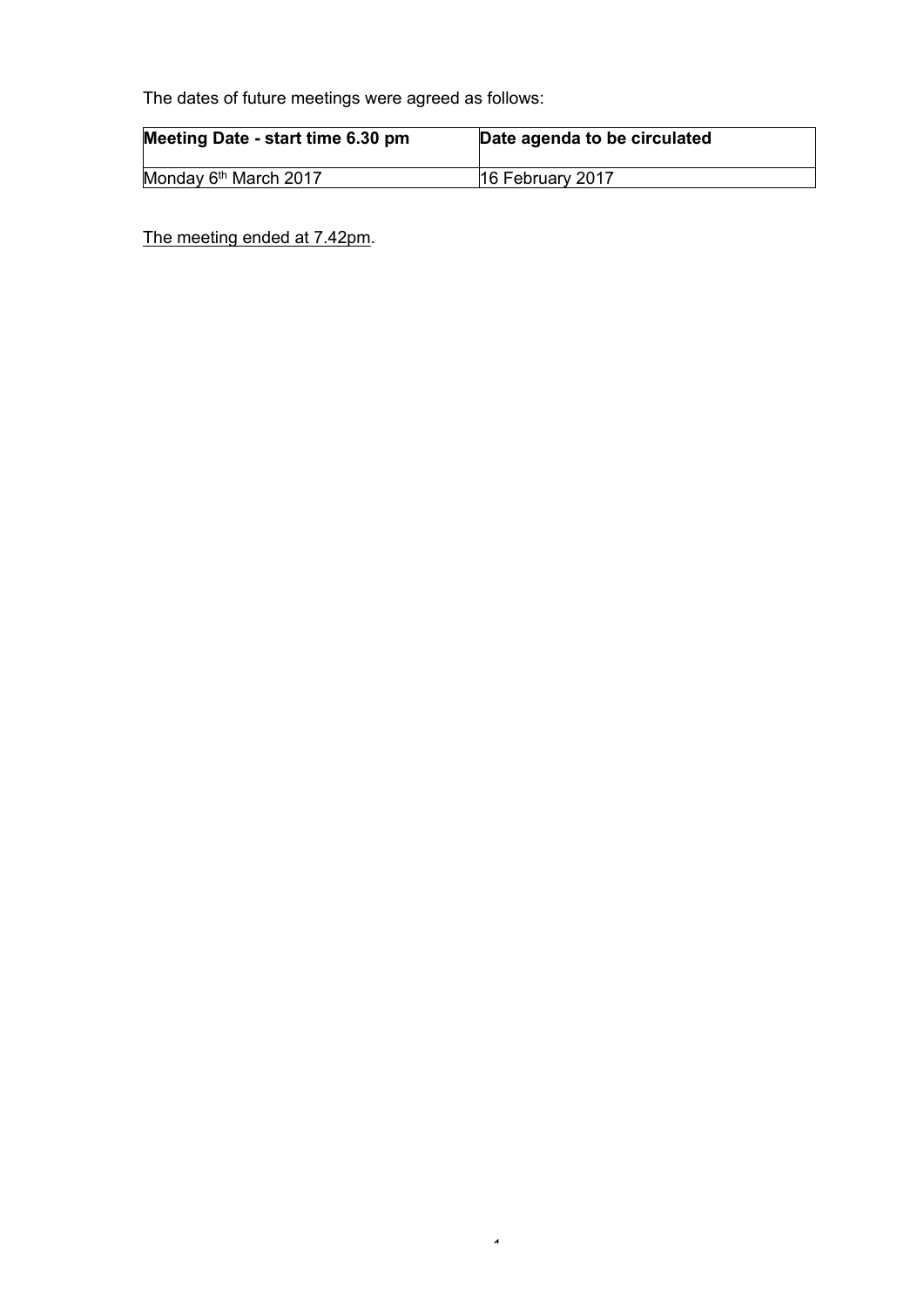The dates of future meetings were agreed as follows:

| **Meeting Date - start time 6.30 pm** | **Date agenda to be circulated** |
| --- | --- |
| Monday 6th March 2017 | 16 February 2017 |

<u>The meeting ended at 7.42pm</u>.